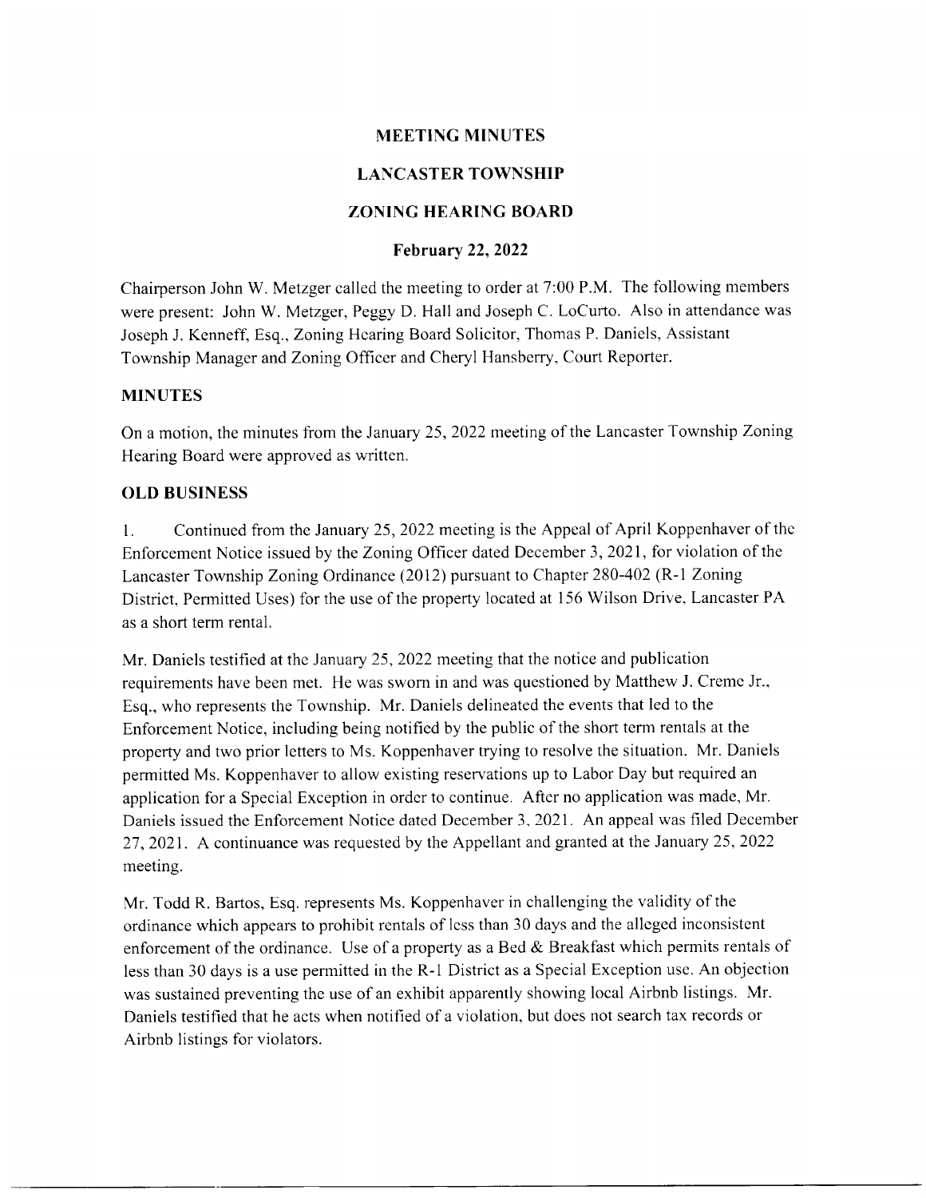# MEETING MINUTES

# LANCASTER TOWNSHIP

# ZONING HEARING BOARD

## February 22, 2022

Chairperson John W. Metzger called the meeting to order at 7:00 P.M. The following members were present: John W. Metzger, Peggy D. Hall and Joseph C. LoCurto. Also in attendance was Joseph J. Kenneff, Esq., Zoning Hearing Board Solicitor, Thomas P. Daniels, Assistant Township Manager and Zoning Officer and Cheryl Hansberry, Court Reporter.

### MINUTES

On a motion, the minutes from the January 25, 2022 meeting of the Lancaster Township Zoning Hearing Board were approved as written.

### OLD BUSINESS

1. Continued from the January 25, 2022 meeting is the Appeal of April Koppenhaver of the Enforcement Notice issued by the Zoning Officer dated December 3, 2021, for violation of the Lancaster Township Zoning Ordinance (2012) pursuant to Chapter 280-402 (R-1 Zoning District, Permitted Uses) for the use of the property located at 156 Wilson Drive, Lancaster PA as a short term rental.

Mr. Daniels testified at the January 25, 2022 meeting that the notice and publication requirements have been met. He was sworn in and was questioned by Matthew J. Creme Jr., Esq., who represents the Township. Mr. Daniels delineated the events that led to the Enforcement Notice, including being notified by the public of the short term rentals at the property and two prior letters to Ms. Koppenhaver trying to resolve the situation. Mr. Daniels permitted Ms. Koppenhaver to allow existing reservations up to Labor Day but required an application for a Special Exception in order to continue. After no application was made, Mr. Daniels issued the Enforcement Notice dated December 3, 2021. An appeal was filed December 27, 2021. A continuance was requested by the Appellant and granted at the January 25, 2022 meeting.

Mr. Todd R. Bartos, Esq. represents Ms. Koppenhaver in challenging the validity of the ordinance which appears to prohibit rentals of less than 30 days and the alleged inconsistent enforcement of the ordinance. Use of a property as a Bed & Breakfast which permits rentals of less than 30 days is a use permitted in the R-1 District as a Special Exception use. An objection was sustained preventing the use of an exhibit apparently showing local Airbnb listings. Mr. Daniels testified that he acts when notified of a violation, but does not search tax records or Airbnb listings for violators.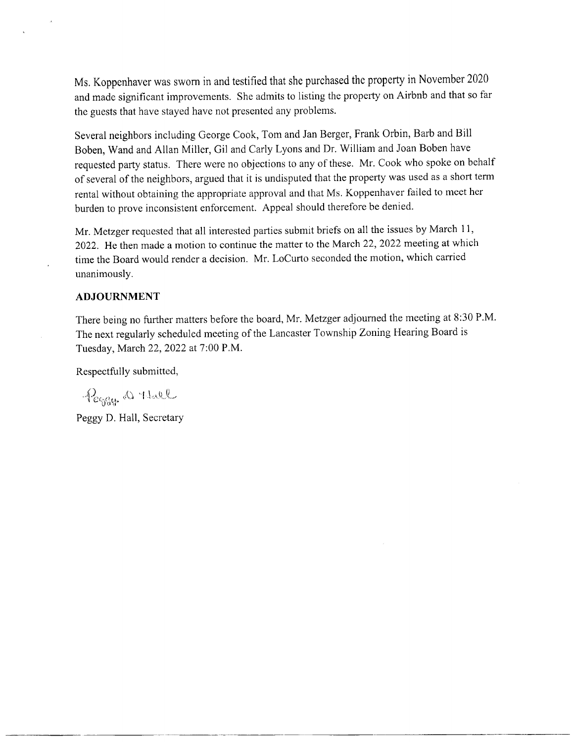Ms. Koppenhaver was sworn in and testified that she purchased the property in November 2020 and made significant improvements. She admits to listing the property on Airbnb and that so far the guests that have stayed have not presented any problems.

Several neighbors including George Cook, Tom and Jan Berger, Frank Orbin, Barb and Bill Boben, Wand and Allan Miller, Gil and Carly Lyons and Dr. William and Joan Boben have requested party status. There were no objections to any of these. Mr. Cook who spoke on behalf of several of the neighbors, argued that it is undisputed that the property was used as a short term rental without obtaining the appropriate approval and that Ms. Koppenhaver failed to meet her burden to prove inconsistent enforcement. Appeal should therefore be denied.

Mr. Metzger requested that all interested parties submit briefs on all the issues by March 11, 2022. He then made a motion to continue the matter to the March 22, 2022 meeting at which time the Board would render a decision. Mr. LoCurto seconded the motion, which carried unanimously.

**ADJOURNMENT**

There being no further matters before the board, Mr. Metzger adjourned the meeting at 8:30 P.M. The next regularly scheduled meeting of the Lancaster Township Zoning Hearing Board is Tuesday, March 22, 2022 at 7:00 P.M.

Respectfully submitted,

Peggy D. Hall

Peggy D. Hall, Secretary